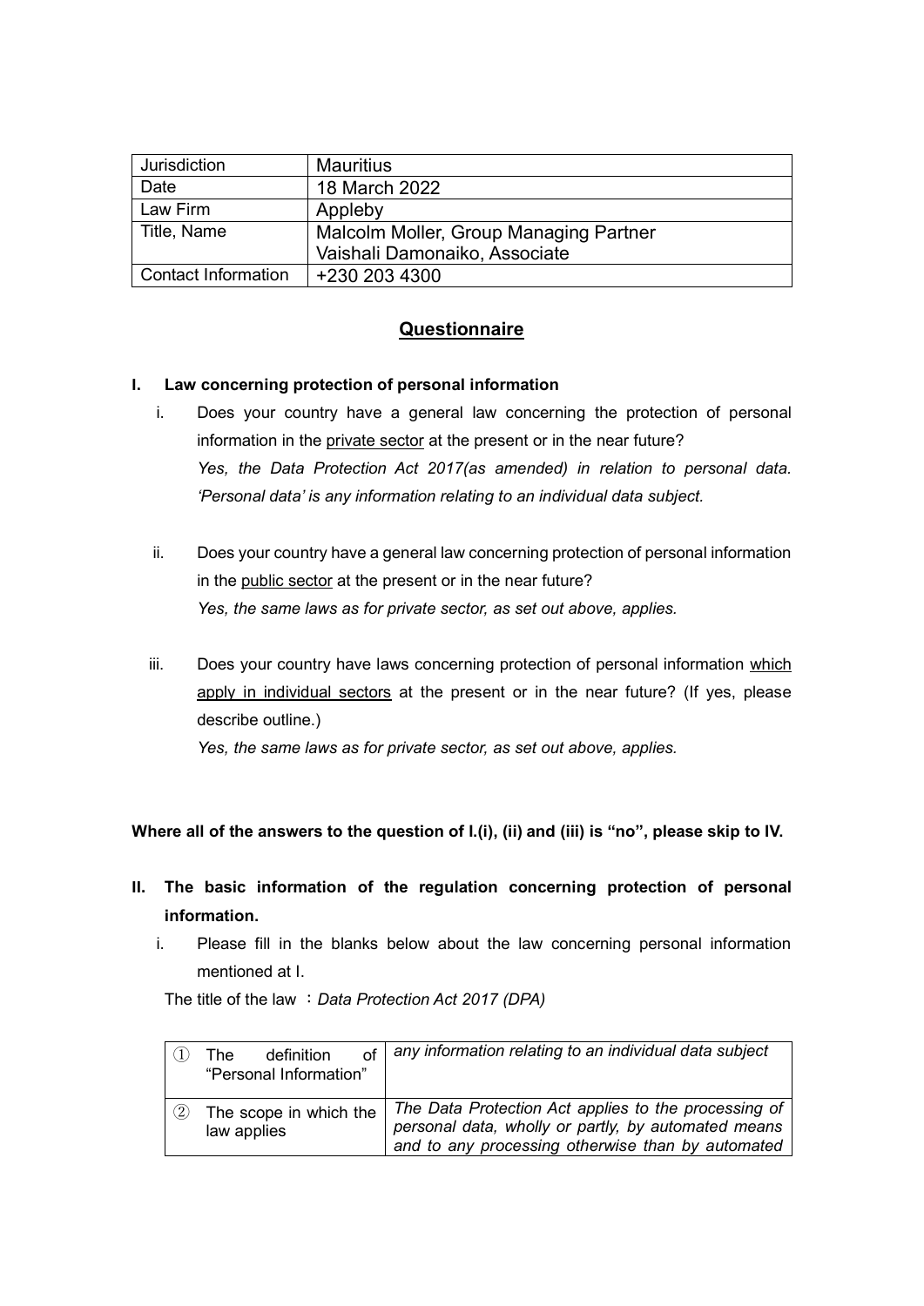| Jurisdiction | Mauritius |
| --- | --- |
| Date | 18 March 2022 |
| Law Firm | Appleby |
| Title, Name | Malcolm Moller, Group Managing Partner<br>Vaishali Damonaiko, Associate |
| Contact Information | +230 203 4300 |

## Questionnaire

### I. Law concerning protection of personal information

i. Does your country have a general law concerning the protection of personal information in the private sector at the present or in the near future?

*Yes, the Data Protection Act 2017(as amended) in relation to personal data. 'Personal data' is any information relating to an individual data subject.*

ii. Does your country have a general law concerning protection of personal information in the public sector at the present or in the near future?

*Yes, the same laws as for private sector, as set out above, applies.*

iii. Does your country have laws concerning protection of personal information which apply in individual sectors at the present or in the near future? (If yes, please describe outline.)

*Yes, the same laws as for private sector, as set out above, applies.*

**Where all of the answers to the question of I.(i), (ii) and (iii) is "no", please skip to IV.**

### II. The basic information of the regulation concerning protection of personal information.

i. Please fill in the blanks below about the law concerning personal information mentioned at I.

The title of the law ：*Data Protection Act 2017 (DPA)*

| | |
| --- | --- |
| ① The definition of "Personal Information" | *any information relating to an individual data subject* |
| ② The scope in which the law applies | *The Data Protection Act applies to the processing of personal data, wholly or partly, by automated means and to any processing otherwise than by automated* |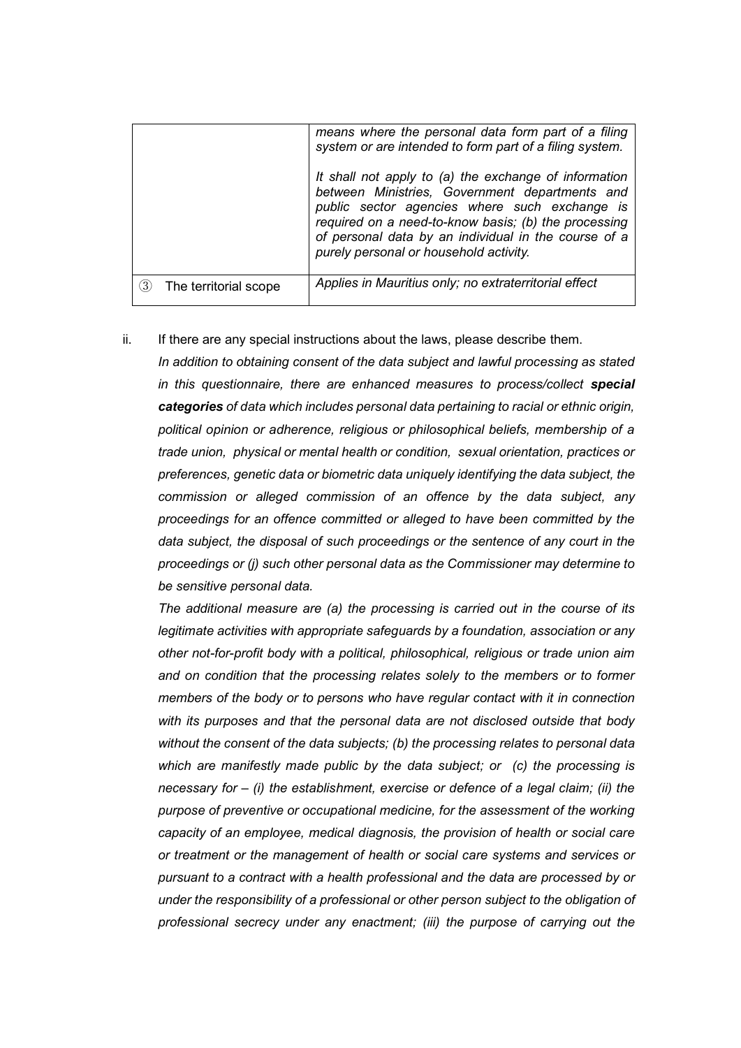|  | *means where the personal data form part of a filing system or are intended to form part of a filing system.*<br><br>*It shall not apply to (a) the exchange of information between Ministries, Government departments and public sector agencies where such exchange is required on a need-to-know basis; (b) the processing of personal data by an individual in the course of a purely personal or household activity.* |
|---|---|
| ③ The territorial scope | *Applies in Mauritius only; no extraterritorial effect* |

ii. If there are any special instructions about the laws, please describe them.

*In addition to obtaining consent of the data subject and lawful processing as stated in this questionnaire, there are enhanced measures to process/collect* ***special categories*** *of data which includes personal data pertaining to racial or ethnic origin, political opinion or adherence, religious or philosophical beliefs, membership of a trade union, physical or mental health or condition, sexual orientation, practices or preferences, genetic data or biometric data uniquely identifying the data subject, the commission or alleged commission of an offence by the data subject, any proceedings for an offence committed or alleged to have been committed by the data subject, the disposal of such proceedings or the sentence of any court in the proceedings or (j) such other personal data as the Commissioner may determine to be sensitive personal data.*

*The additional measure are (a) the processing is carried out in the course of its legitimate activities with appropriate safeguards by a foundation, association or any other not-for-profit body with a political, philosophical, religious or trade union aim and on condition that the processing relates solely to the members or to former members of the body or to persons who have regular contact with it in connection with its purposes and that the personal data are not disclosed outside that body without the consent of the data subjects; (b) the processing relates to personal data which are manifestly made public by the data subject; or (c) the processing is necessary for – (i) the establishment, exercise or defence of a legal claim; (ii) the purpose of preventive or occupational medicine, for the assessment of the working capacity of an employee, medical diagnosis, the provision of health or social care or treatment or the management of health or social care systems and services or pursuant to a contract with a health professional and the data are processed by or under the responsibility of a professional or other person subject to the obligation of professional secrecy under any enactment; (iii) the purpose of carrying out the*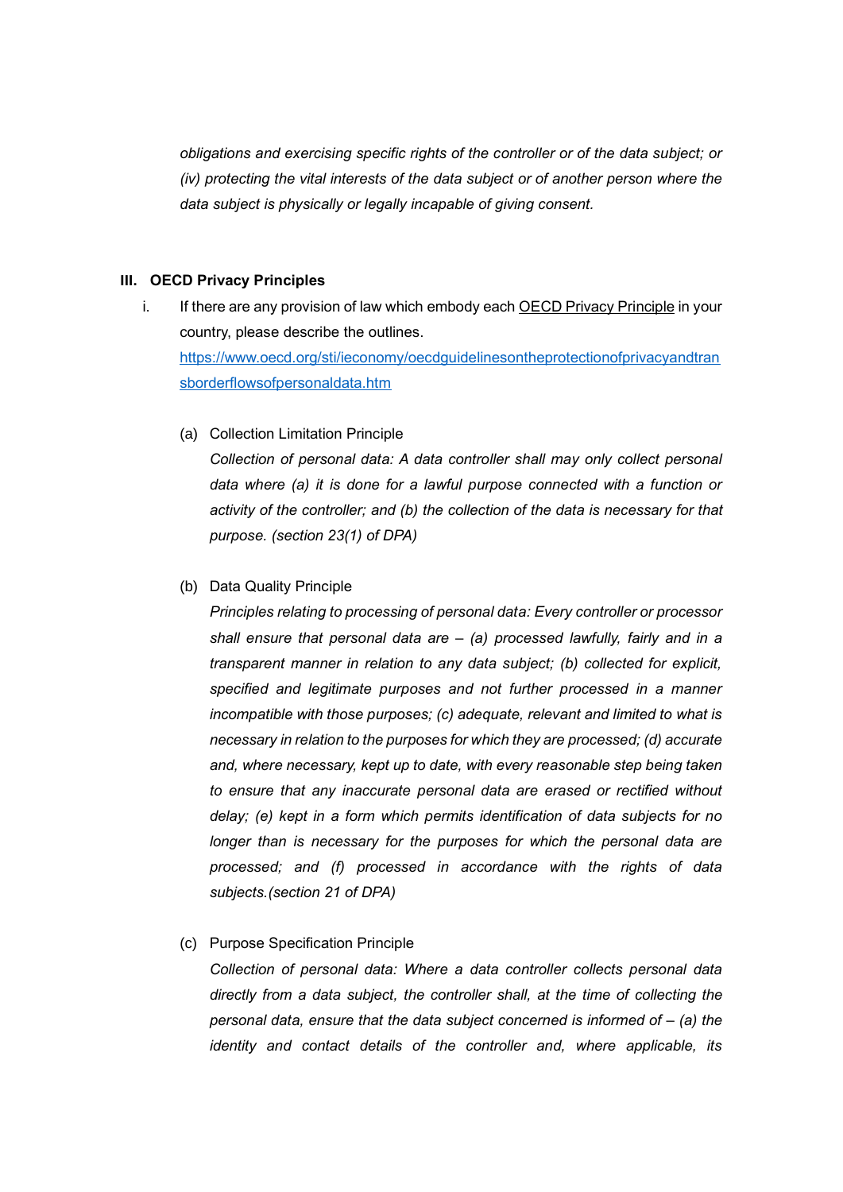*obligations and exercising specific rights of the controller or of the data subject; or (iv) protecting the vital interests of the data subject or of another person where the data subject is physically or legally incapable of giving consent.*

### III. OECD Privacy Principles

i. If there are any provision of law which embody each <u>OECD Privacy Principle</u> in your country, please describe the outlines.
[https://www.oecd.org/sti/ieconomy/oecdguidelinesontheprotectionofprivacyandtransborderflowsofpersonaldata.htm](https://www.oecd.org/sti/ieconomy/oecdguidelinesontheprotectionofprivacyandtransborderflowsofpersonaldata.htm)

(a) Collection Limitation Principle

*Collection of personal data: A data controller shall may only collect personal data where (a) it is done for a lawful purpose connected with a function or activity of the controller; and (b) the collection of the data is necessary for that purpose. (section 23(1) of DPA)*

(b) Data Quality Principle

*Principles relating to processing of personal data: Every controller or processor shall ensure that personal data are – (a) processed lawfully, fairly and in a transparent manner in relation to any data subject; (b) collected for explicit, specified and legitimate purposes and not further processed in a manner incompatible with those purposes; (c) adequate, relevant and limited to what is necessary in relation to the purposes for which they are processed; (d) accurate and, where necessary, kept up to date, with every reasonable step being taken to ensure that any inaccurate personal data are erased or rectified without delay; (e) kept in a form which permits identification of data subjects for no longer than is necessary for the purposes for which the personal data are processed; and (f) processed in accordance with the rights of data subjects.(section 21 of DPA)*

(c) Purpose Specification Principle

*Collection of personal data: Where a data controller collects personal data directly from a data subject, the controller shall, at the time of collecting the personal data, ensure that the data subject concerned is informed of – (a) the identity and contact details of the controller and, where applicable, its*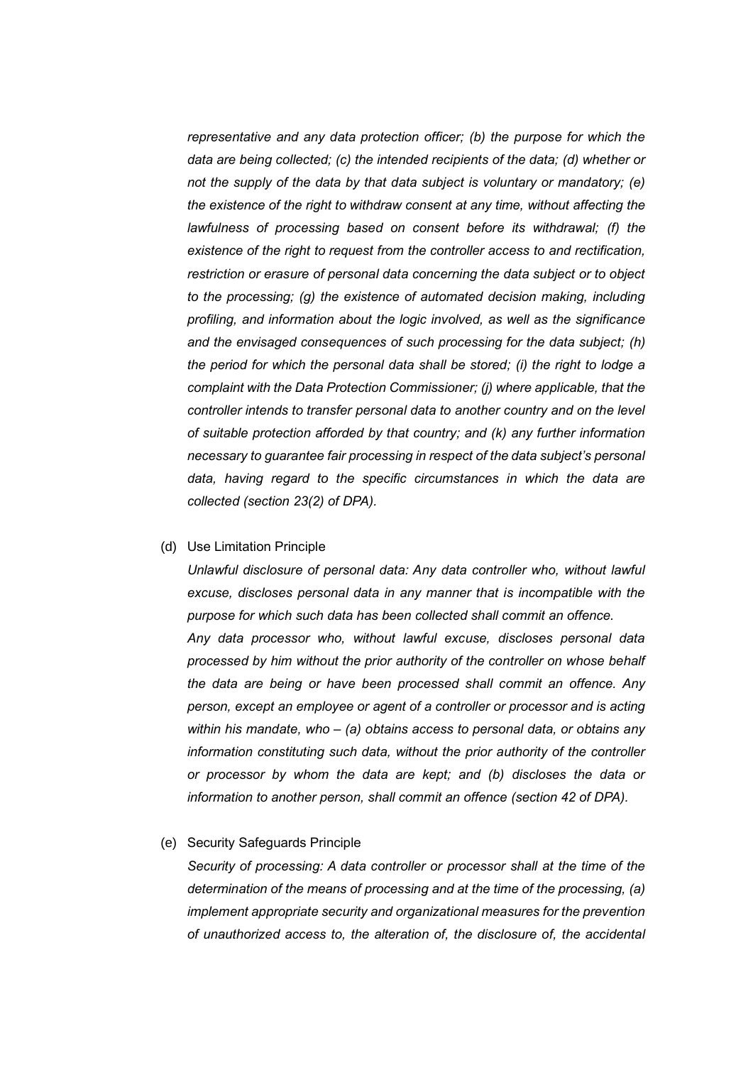*representative and any data protection officer; (b) the purpose for which the data are being collected; (c) the intended recipients of the data; (d) whether or not the supply of the data by that data subject is voluntary or mandatory; (e) the existence of the right to withdraw consent at any time, without affecting the lawfulness of processing based on consent before its withdrawal; (f) the existence of the right to request from the controller access to and rectification, restriction or erasure of personal data concerning the data subject or to object to the processing; (g) the existence of automated decision making, including profiling, and information about the logic involved, as well as the significance and the envisaged consequences of such processing for the data subject; (h) the period for which the personal data shall be stored; (i) the right to lodge a complaint with the Data Protection Commissioner; (j) where applicable, that the controller intends to transfer personal data to another country and on the level of suitable protection afforded by that country; and (k) any further information necessary to guarantee fair processing in respect of the data subject's personal data, having regard to the specific circumstances in which the data are collected (section 23(2) of DPA).*

(d) Use Limitation Principle

*Unlawful disclosure of personal data: Any data controller who, without lawful excuse, discloses personal data in any manner that is incompatible with the purpose for which such data has been collected shall commit an offence.*

*Any data processor who, without lawful excuse, discloses personal data processed by him without the prior authority of the controller on whose behalf the data are being or have been processed shall commit an offence. Any person, except an employee or agent of a controller or processor and is acting within his mandate, who – (a) obtains access to personal data, or obtains any information constituting such data, without the prior authority of the controller or processor by whom the data are kept; and (b) discloses the data or information to another person, shall commit an offence (section 42 of DPA).*

(e) Security Safeguards Principle

*Security of processing: A data controller or processor shall at the time of the determination of the means of processing and at the time of the processing, (a) implement appropriate security and organizational measures for the prevention of unauthorized access to, the alteration of, the disclosure of, the accidental*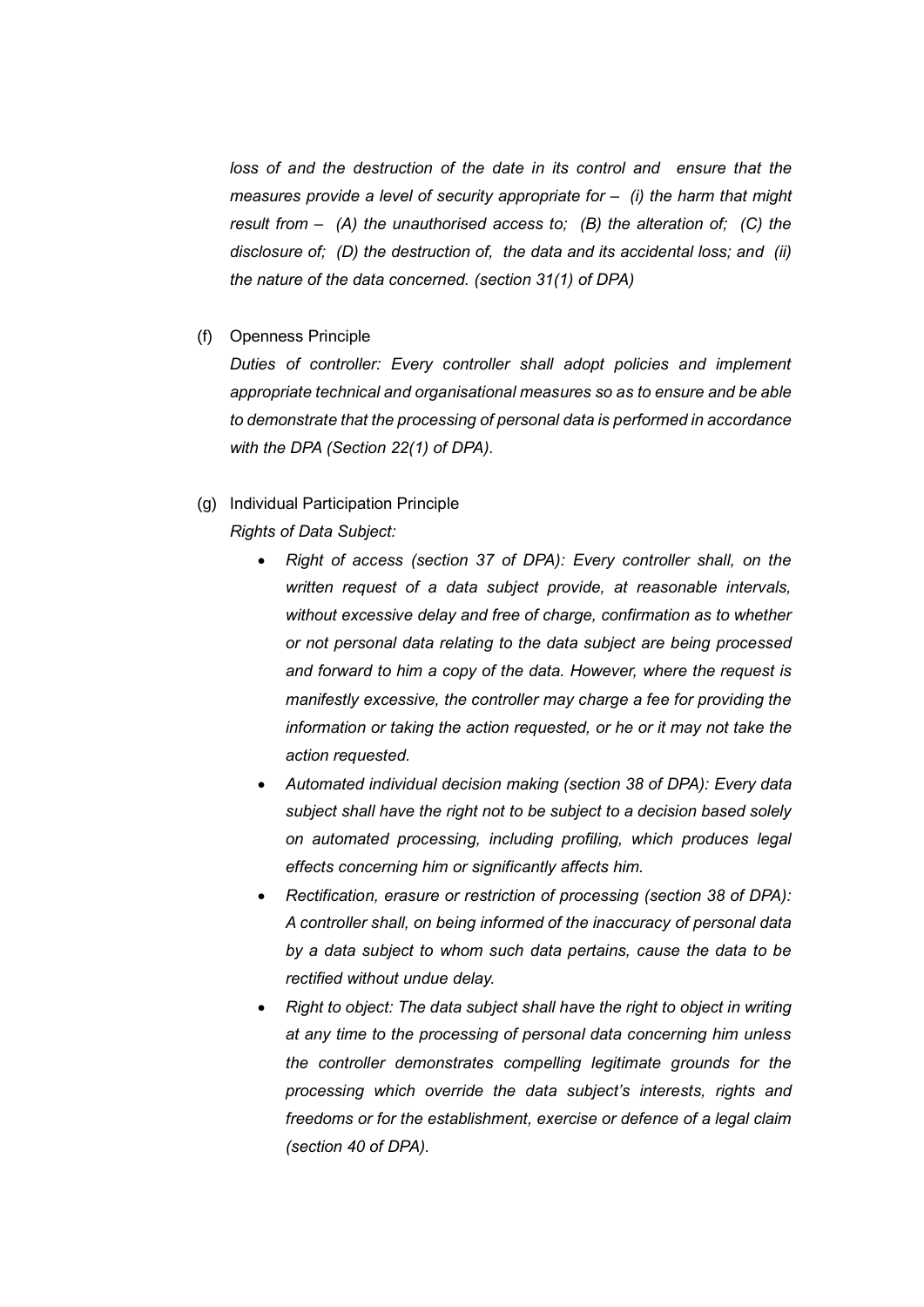*loss of and the destruction of the date in its control and ensure that the measures provide a level of security appropriate for – (i) the harm that might result from – (A) the unauthorised access to; (B) the alteration of; (C) the disclosure of; (D) the destruction of, the data and its accidental loss; and (ii) the nature of the data concerned. (section 31(1) of DPA)*

(f) Openness Principle

*Duties of controller: Every controller shall adopt policies and implement appropriate technical and organisational measures so as to ensure and be able to demonstrate that the processing of personal data is performed in accordance with the DPA (Section 22(1) of DPA).*

(g) Individual Participation Principle

*Rights of Data Subject:*

- *Right of access (section 37 of DPA): Every controller shall, on the written request of a data subject provide, at reasonable intervals, without excessive delay and free of charge, confirmation as to whether or not personal data relating to the data subject are being processed and forward to him a copy of the data. However, where the request is manifestly excessive, the controller may charge a fee for providing the information or taking the action requested, or he or it may not take the action requested.*
- *Automated individual decision making (section 38 of DPA): Every data subject shall have the right not to be subject to a decision based solely on automated processing, including profiling, which produces legal effects concerning him or significantly affects him.*
- *Rectification, erasure or restriction of processing (section 38 of DPA): A controller shall, on being informed of the inaccuracy of personal data by a data subject to whom such data pertains, cause the data to be rectified without undue delay.*
- *Right to object: The data subject shall have the right to object in writing at any time to the processing of personal data concerning him unless the controller demonstrates compelling legitimate grounds for the processing which override the data subject's interests, rights and freedoms or for the establishment, exercise or defence of a legal claim (section 40 of DPA).*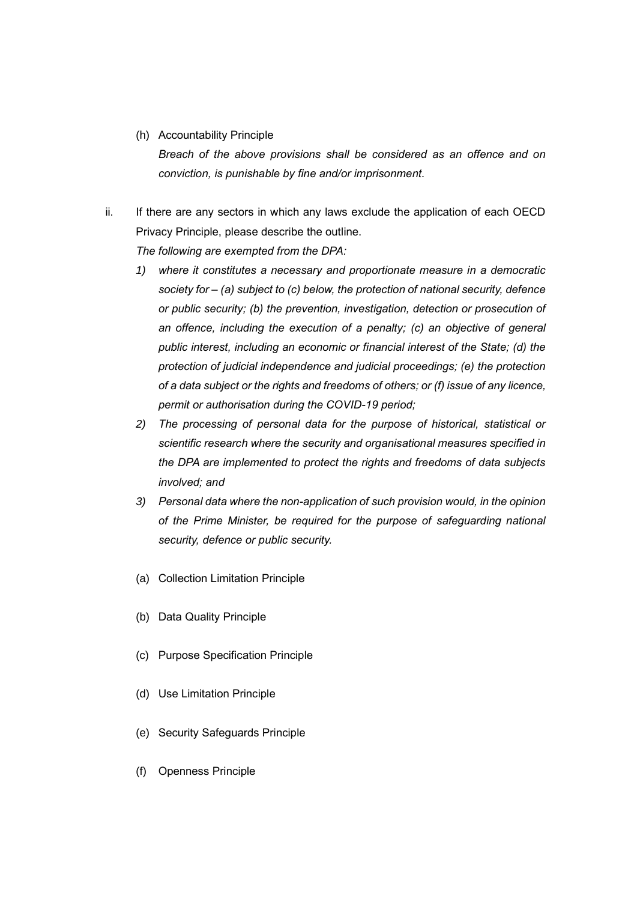(h) Accountability Principle

*Breach of the above provisions shall be considered as an offence and on conviction, is punishable by fine and/or imprisonment.*

ii. If there are any sectors in which any laws exclude the application of each OECD Privacy Principle, please describe the outline.

*The following are exempted from the DPA:*

1) *where it constitutes a necessary and proportionate measure in a democratic society for – (a) subject to (c) below, the protection of national security, defence or public security; (b) the prevention, investigation, detection or prosecution of an offence, including the execution of a penalty; (c) an objective of general public interest, including an economic or financial interest of the State; (d) the protection of judicial independence and judicial proceedings; (e) the protection of a data subject or the rights and freedoms of others; or (f) issue of any licence, permit or authorisation during the COVID-19 period;*
2) *The processing of personal data for the purpose of historical, statistical or scientific research where the security and organisational measures specified in the DPA are implemented to protect the rights and freedoms of data subjects involved; and*
3) *Personal data where the non-application of such provision would, in the opinion of the Prime Minister, be required for the purpose of safeguarding national security, defence or public security.*

(a) Collection Limitation Principle

(b) Data Quality Principle

(c) Purpose Specification Principle

(d) Use Limitation Principle

(e) Security Safeguards Principle

(f) Openness Principle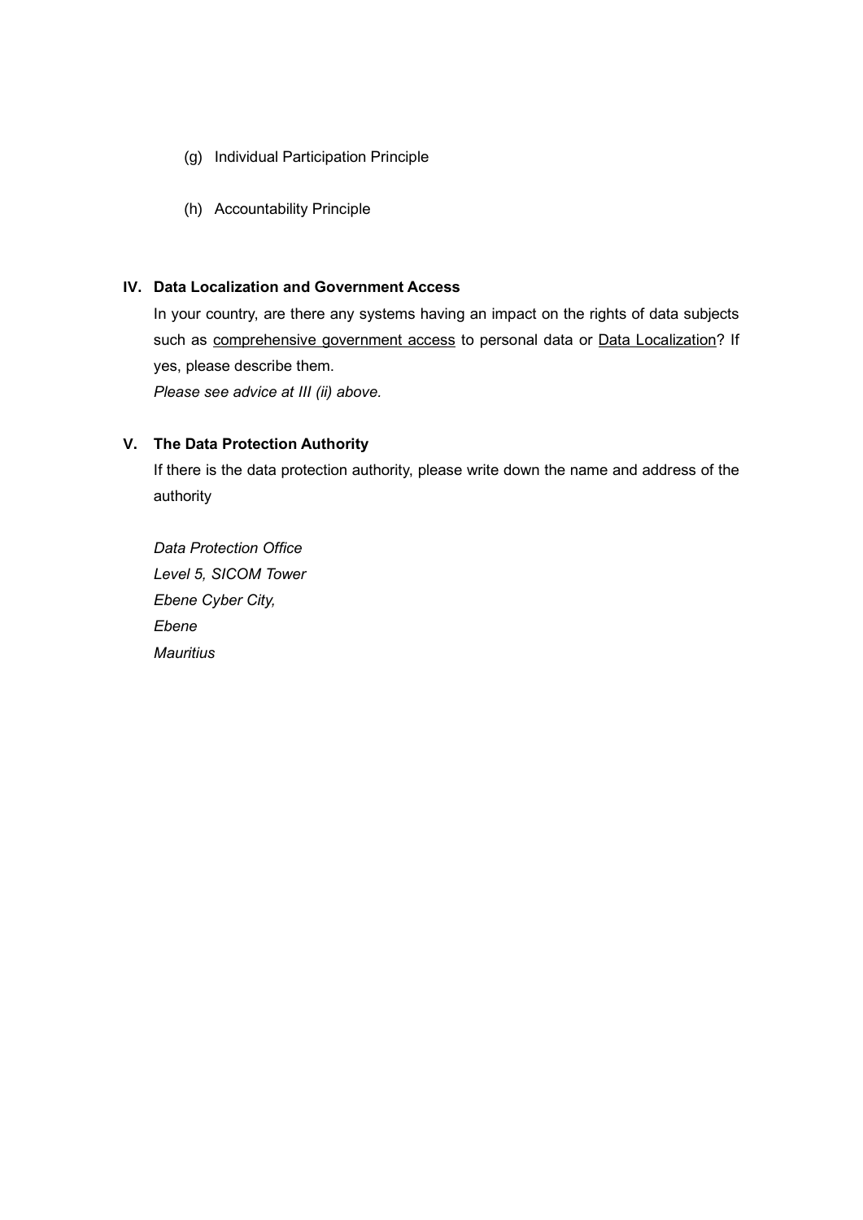(g) Individual Participation Principle

(h) Accountability Principle

## IV. Data Localization and Government Access

In your country, are there any systems having an impact on the rights of data subjects such as <u>comprehensive government access</u> to personal data or <u>Data Localization</u>? If yes, please describe them.

*Please see advice at III (ii) above.*

## V. The Data Protection Authority

If there is the data protection authority, please write down the name and address of the authority

*Data Protection Office*
*Level 5, SICOM Tower*
*Ebene Cyber City,*
*Ebene*
*Mauritius*